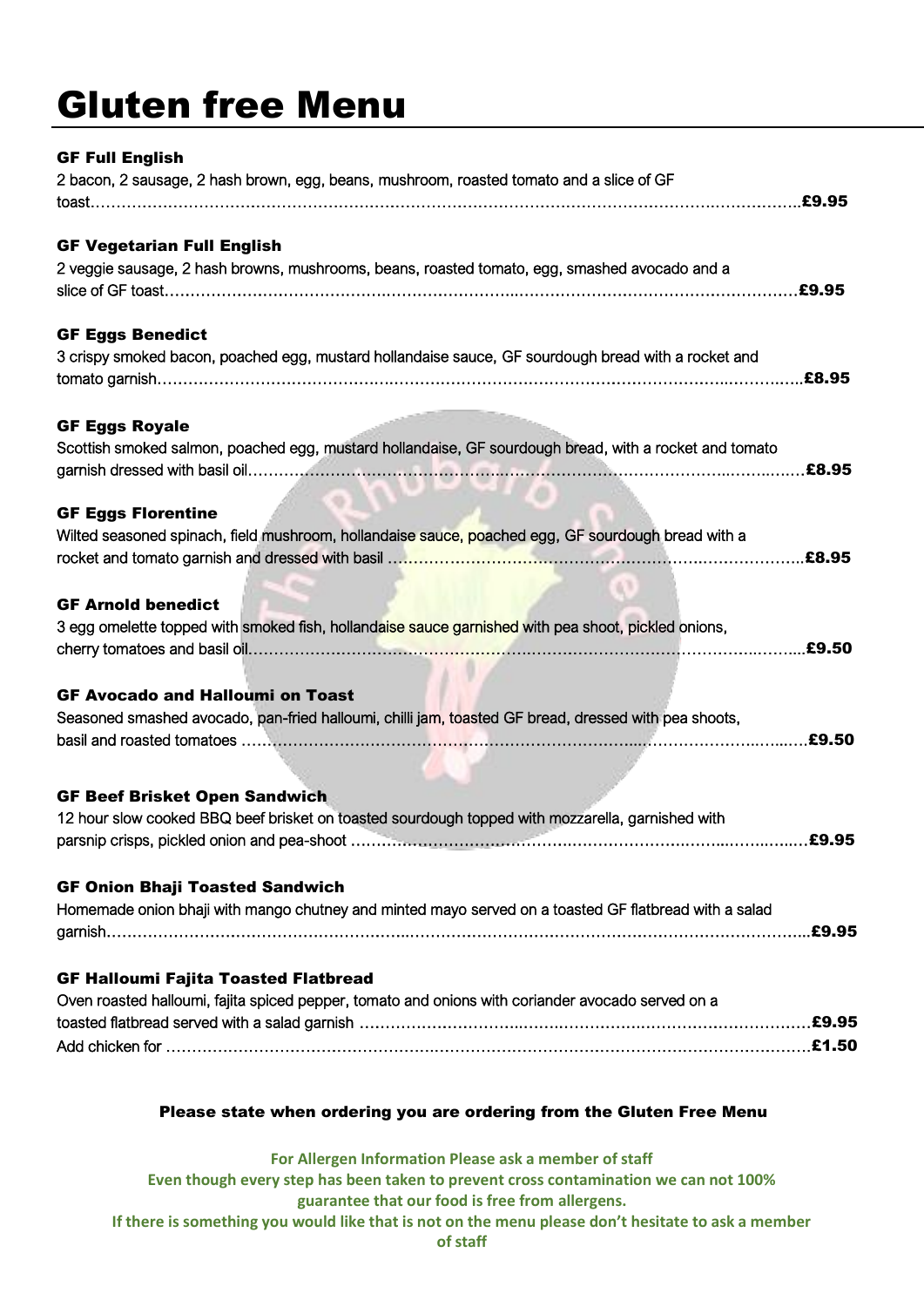# Gluten free Menu

**GF Full English**
2 bacon, 2 sausage, 2 hash brown, egg, beans, mushroom, roasted tomato and a slice of GF toast……………………………………………………………………………………………………………………**£9.95**

**GF Vegetarian Full English**
2 veggie sausage, 2 hash browns, mushrooms, beans, roasted tomato, egg, smashed avocado and a slice of GF toast……………………………………………………………………………………………………**£9.95**

**GF Eggs Benedict**
3 crispy smoked bacon, poached egg, mustard hollandaise sauce, GF sourdough bread with a rocket and tomato garnish……………………………………………………………………………………………………**£8.95**

**GF Eggs Royale**
Scottish smoked salmon, poached egg, mustard hollandaise, GF sourdough bread, with a rocket and tomato garnish dressed with basil oil……………………………………………………………………………………**£8.95**

**GF Eggs Florentine**
Wilted seasoned spinach, field mushroom, hollandaise sauce, poached egg, GF sourdough bread with a rocket and tomato garnish and dressed with basil ……………………………………………………………**£8.95**

**GF Arnold benedict**
3 egg omelette topped with smoked fish, hollandaise sauce garnished with pea shoot, pickled onions, cherry tomatoes and basil oil……………………………………………………………………………………**£9.50**

**GF Avocado and Halloumi on Toast**
Seasoned smashed avocado, pan-fried halloumi, chilli jam, toasted GF bread, dressed with pea shoots, basil and roasted tomatoes ……………………………………………………………………………………**£9.50**

**GF Beef Brisket Open Sandwich**
12 hour slow cooked BBQ beef brisket on toasted sourdough topped with mozzarella, garnished with parsnip crisps, pickled onion and pea-shoot ……………………………………………………………………**£9.95**

**GF Onion Bhaji Toasted Sandwich**
Homemade onion bhaji with mango chutney and minted mayo served on a toasted GF flatbread with a salad garnish……………………………………………………………………………………………………**£9.95**

**GF Halloumi Fajita Toasted Flatbread**
Oven roasted halloumi, fajita spiced pepper, tomato and onions with coriander avocado served on a toasted flatbread served with a salad garnish ……………………………………………………………**£9.95**
Add chicken for ……………………………………………………………………………………………**£1.50**

**Please state when ordering you are ordering from the Gluten Free Menu**

**For Allergen Information Please ask a member of staff**
**Even though every step has been taken to prevent cross contamination we can not 100% guarantee that our food is free from allergens.**
**If there is something you would like that is not on the menu please don't hesitate to ask a member of staff**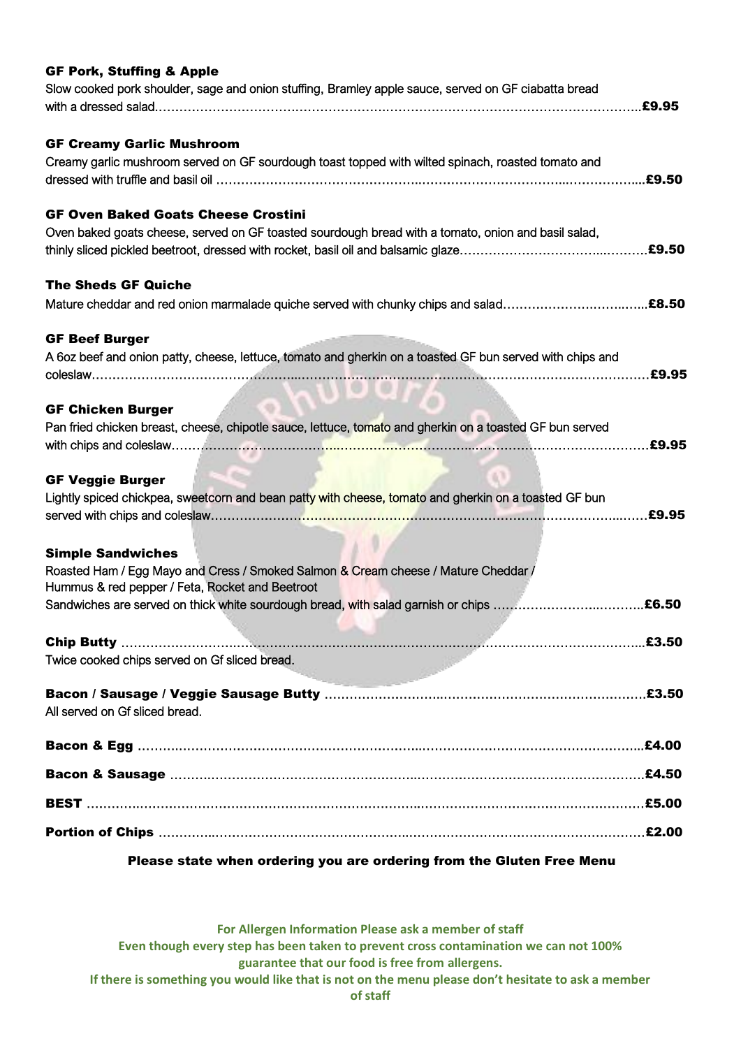**GF Pork, Stuffing & Apple**
Slow cooked pork shoulder, sage and onion stuffing, Bramley apple sauce, served on GF ciabatta bread with a dressed salad…………………………………………………………………………………………………….£9.95

**GF Creamy Garlic Mushroom**
Creamy garlic mushroom served on GF sourdough toast topped with wilted spinach, roasted tomato and dressed with truffle and basil oil ……………………………………………………………………………………..£9.50

**GF Oven Baked Goats Cheese Crostini**
Oven baked goats cheese, served on GF toasted sourdough bread with a tomato, onion and basil salad, thinly sliced pickled beetroot, dressed with rocket, basil oil and balsamic glaze……………………………………£9.50

**The Sheds GF Quiche**
Mature cheddar and red onion marmalade quiche served with chunky chips and salad…………………………..£8.50

**GF Beef Burger**
A 6oz beef and onion patty, cheese, lettuce, tomato and gherkin on a toasted GF bun served with chips and coleslaw……………………………………………………………………………………………………………£9.95

**GF Chicken Burger**
Pan fried chicken breast, cheese, chipotle sauce, lettuce, tomato and gherkin on a toasted GF bun served with chips and coleslaw…………………………………………………………………………………………£9.95

**GF Veggie Burger**
Lightly spiced chickpea, sweetcorn and bean patty with cheese, tomato and gherkin on a toasted GF bun served with chips and coleslaw……………………………………………………………………………………£9.95

**Simple Sandwiches**
Roasted Ham / Egg Mayo and Cress / Smoked Salmon & Cream cheese / Mature Cheddar / Hummus & red pepper / Feta, Rocket and Beetroot
Sandwiches are served on thick white sourdough bread, with salad garnish or chips ……………………………£6.50

**Chip Butty** …………………………………………………………………………………………………………£3.50
Twice cooked chips served on Gf sliced bread.

**Bacon / Sausage / Veggie Sausage Butty** ……………………………………………………………………£3.50
All served on Gf sliced bread.

**Bacon & Egg** ………………………………………………………………………………………………………£4.00

**Bacon & Sausage** …………………………………………………………………………………………………£4.50

**BEST** ………………………………………………………………………………………………………………£5.00

**Portion of Chips** …………………………………………………………………………………………………£2.00

**Please state when ordering you are ordering from the Gluten Free Menu**

**For Allergen Information Please ask a member of staff**
**Even though every step has been taken to prevent cross contamination we can not 100% guarantee that our food is free from allergens.**
**If there is something you would like that is not on the menu please don't hesitate to ask a member of staff**